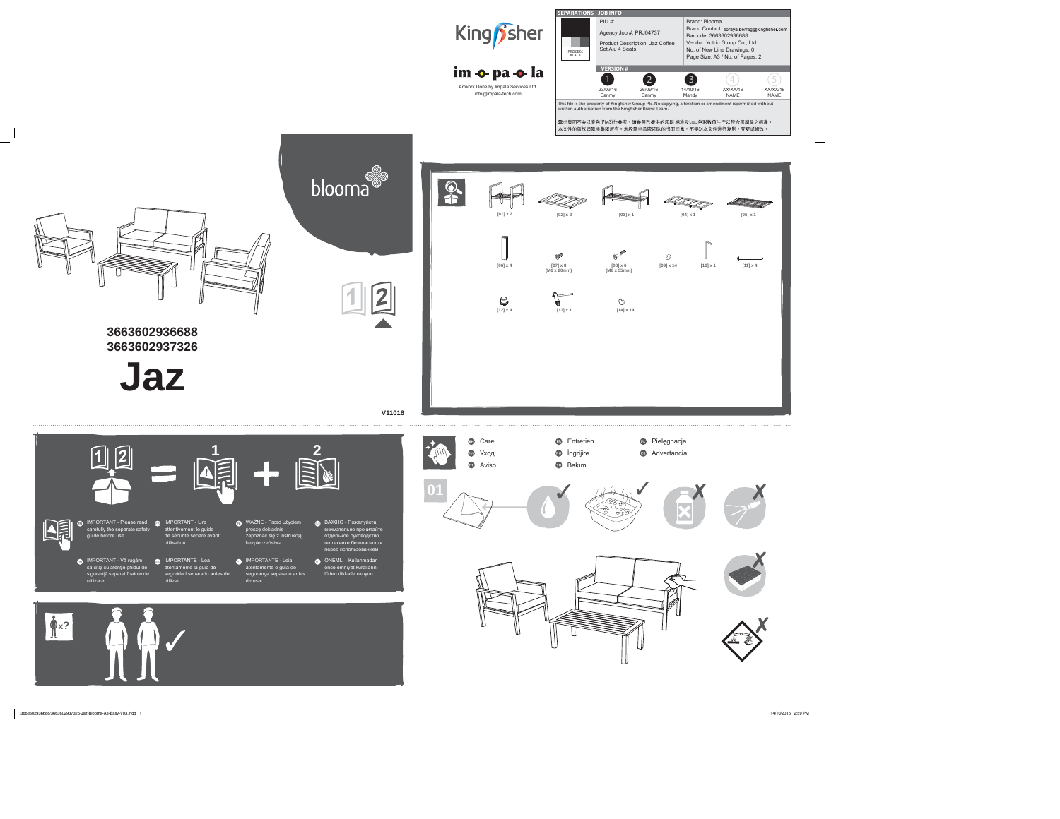Kingfisher

im-o-pa-o-la

Artwork Done by Impala Services Ltd.
info@impala-tech.com

| SEPARATIONS | JOB INFO | |
|---|---|---|
| PROCESS BLACK | PID #:<br>Agency Job #: PRJ04737<br>Product Description: Jaz Coffee Set Alu 4 Seats | Brand: Blooma<br>Brand Contact: soraya.berrag@kingfisher.com<br>Barcode: 3663602936688<br>Vendor: Yotrio Group Co., Ltd.<br>No. of New Line Drawings: 0<br>Page Size: A3 / No. of Pages: 2 |

VERSION #

| 1 | 2 | 3 | 4 | 5 |
|---|---|---|---|---|
| 23/09/16 Canmy | 26/09/16 Canmy | 14/10/16 Mandy | XX/XX/16 NAME | XX/XX/16 NAME |

This file is the property of Kingfisher Group Plc. No copying, alteration or amendment ispermitted without written authorisation from the Kingfisher Brand Team.

翠丰集团不会以专色(PMS)作参考，请参照已提供的印刷 标准及Lab色彩数值生产以符合印刷品之标准。本文件的版权归翠丰集团所有，未经翠丰品牌团队的书面同意，不得对本文件进行复制、变更或修改。

blooma

3663602936688
3663602937326

# Jaz

V11016

[01] x 2 [02] x 2 [03] x 1 [04] x 1 [05] x 1

[06] x 4 [07] x 8 (M6 x 20mm) [08] x 6 (M6 x 55mm) [09] x 14 [10] x 1 [11] x 4

[12] x 4 [13] x 1 [14] x 14

1 2 = 1 + 2

EN IMPORTANT - Please read carefully the separate safety guide before use.

FR IMPORTANT - Lire attentivement le guide de sécurité séparé avant utilisation.

PL WAŻNE - Przed użyciem proszę dokładnie zapoznać się z instrukcją bezpieczeństwa.

RU ВАЖНО - Пожалуйста, внимательно прочитайте отдельное руководство по технике безопасности перед использованием.

RO IMPORTANT - Vă rugăm să citiți cu atenție ghidul de siguranță separat înainte de utilizare.

ES IMPORTANTE - Lea atentamente la guía de seguridad separado antes de utilizar.

PT IMPORTANTE - Leia atentamente o guia de segurança separado antes de usar.

TR ÖNEMLI - Kullanmadan önce emniyet kurallarını lütfen dikkatle okuyun.

x?

EN Care
RU Уход
PT Aviso
FR Entretien
RO Îngrijire
TR Bakım
PL Pielęgnacja
ES Advertancia

01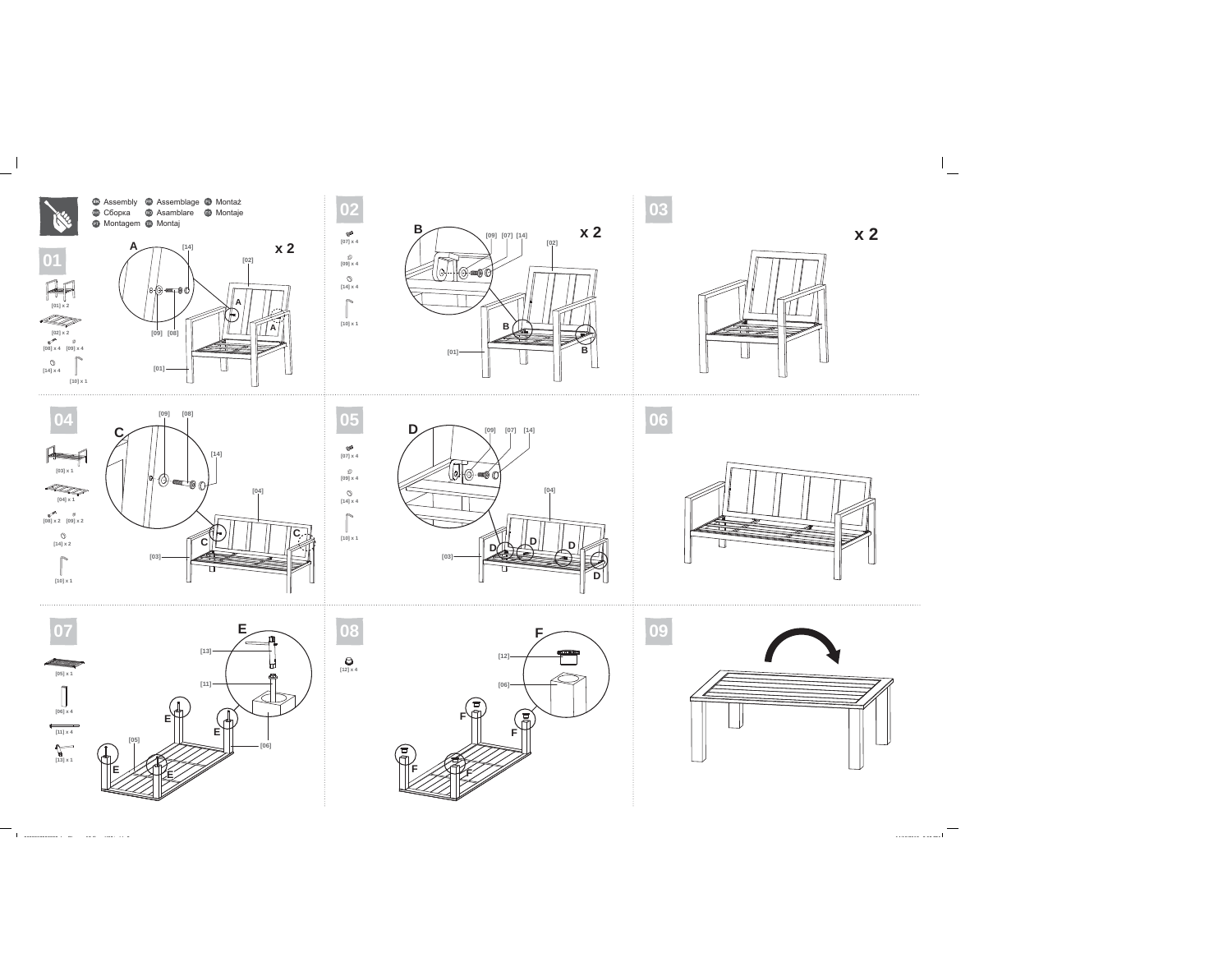Assembly · Assemblage · Montaż · Сборка · Asamblare · Montaje · Montagem · Montaj

## 01

[01] x 2

[02] x 2

[08] x 4 [09] x 4

[14] x 4

[10] x 1

A — [14] [09] [08] [02] [01] — x 2

## 02

[07] x 4

[09] x 4

[14] x 4

[10] x 1

B — [09] [07] [14] [02] [01] — x 2

## 03

x 2

## 04

[03] x 1

[04] x 1

[08] x 2 [09] x 2

[14] x 2

[10] x 1

C — [09] [08] [14] [04] [03]

## 05

[07] x 4

[09] x 4

[14] x 4

[10] x 1

D — [09] [07] [14] [04] [03]

## 06

## 07

[05] x 1

[06] x 4

[11] x 4

[13] x 1

E — [13] [11] [06] [05]

## 08

[12] x 4

F — [12] [06]

## 09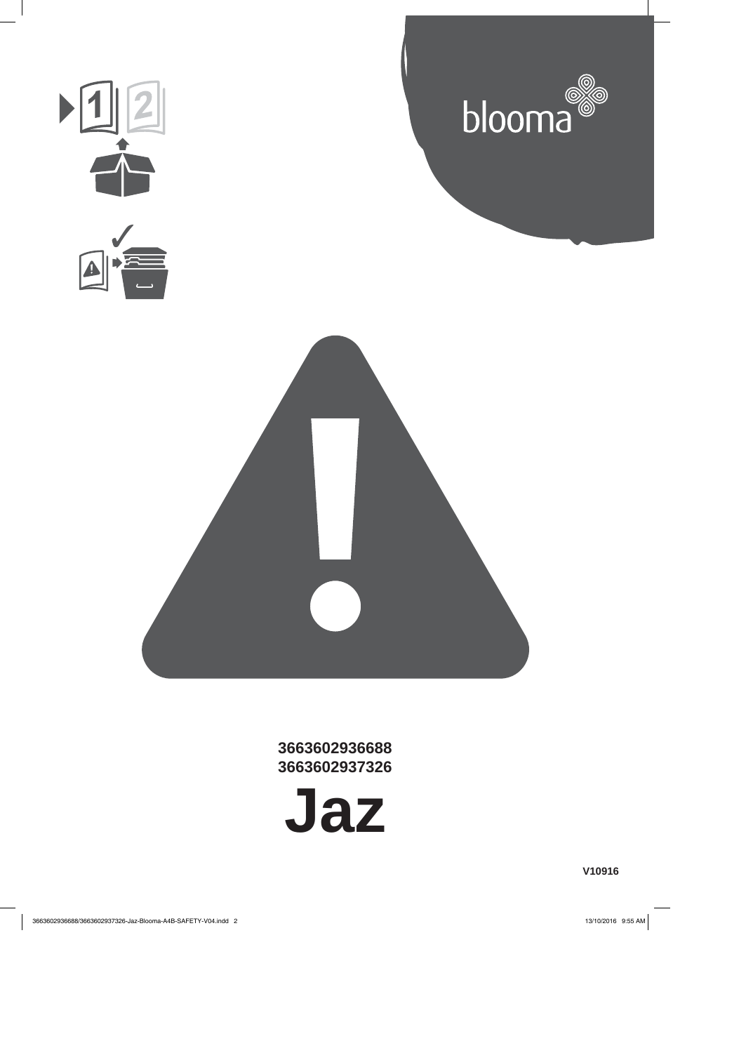blooma

3663602936688
3663602937326

# Jaz

V10916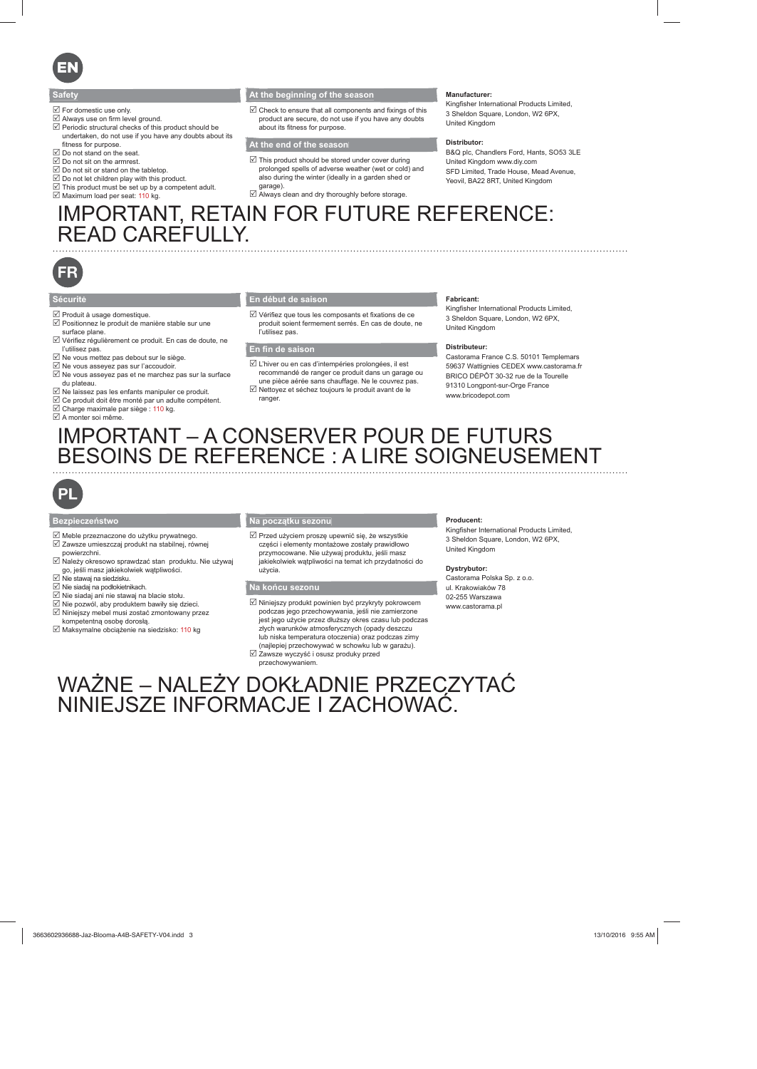# EN

## Safety

- ☑ For domestic use only.
- ☑ Always use on firm level ground.
- ☑ Periodic structural checks of this product should be undertaken, do not use if you have any doubts about its fitness for purpose.
- ☑ Do not stand on the seat.
- ☑ Do not sit on the armrest.
- ☑ Do not sit or stand on the tabletop.
- ☑ Do not let children play with this product.
- ☑ This product must be set up by a competent adult.
- ☑ Maximum load per seat: 110 kg.

## At the beginning of the season

- ☑ Check to ensure that all components and fixings of this product are secure, do not use if you have any doubts about its fitness for purpose.

## At the end of the season

- ☑ This product should be stored under cover during prolonged spells of adverse weather (wet or cold) and also during the winter (ideally in a garden shed or garage).
- ☑ Always clean and dry thoroughly before storage.

**Manufacturer:**
Kingfisher International Products Limited,
3 Sheldon Square, London, W2 6PX,
United Kingdom

**Distributor:**
B&Q plc, Chandlers Ford, Hants, SO53 3LE
United Kingdom www.diy.com
SFD Limited, Trade House, Mead Avenue,
Yeovil, BA22 8RT, United Kingdom

# IMPORTANT, RETAIN FOR FUTURE REFERENCE: READ CAREFULLY.

# FR

## Sécurité

- ☑ Produit à usage domestique.
- ☑ Positionnez le produit de manière stable sur une surface plane.
- ☑ Vérifiez régulièrement ce produit. En cas de doute, ne l'utilisez pas.
- ☑ Ne vous mettez pas debout sur le siège.
- ☑ Ne vous asseyez pas sur l'accoudoir.
- ☑ Ne vous asseyez pas et ne marchez pas sur la surface du plateau.
- ☑ Ne laissez pas les enfants manipuler ce produit.
- ☑ Ce produit doit être monté par un adulte compétent.
- ☑ Charge maximale par siège : 110 kg.
- ☑ A monter soi même.

## En début de saison

- ☑ Vérifiez que tous les composants et fixations de ce produit soient fermement serrés. En cas de doute, ne l'utilisez pas.

## En fin de saison

- ☑ L'hiver ou en cas d'intempéries prolongées, il est recommandé de ranger ce produit dans un garage ou une pièce aérée sans chauffage. Ne le couvrez pas.
- ☑ Nettoyez et séchez toujours le produit avant de le ranger.

**Fabricant:**
Kingfisher International Products Limited,
3 Sheldon Square, London, W2 6PX,
United Kingdom

**Distributeur:**
Castorama France C.S. 50101 Templemars
59637 Wattignies CEDEX www.castorama.fr
BRICO DÉPÔT 30-32 rue de la Tourelle
91310 Longpont-sur-Orge France
www.bricodepot.com

# IMPORTANT – A CONSERVER POUR DE FUTURS BESOINS DE REFERENCE : A LIRE SOIGNEUSEMENT

# PL

## Bezpieczeństwo

- ☑ Meble przeznaczone do użytku prywatnego.
- ☑ Zawsze umieszczaj produkt na stabilnej, równej powierzchni.
- ☑ Należy okresowo sprawdzać stan produktu. Nie używaj go, jeśli masz jakiekolwiek wątpliwości.
- ☑ Nie stawaj na siedzisku.
- ☑ Nie siadaj na podłokietnikach.
- ☑ Nie siadaj ani nie stawaj na blacie stołu.
- ☑ Nie pozwól, aby produktem bawiły się dzieci.
- ☑ Niniejszy mebel musi zostać zmontowany przez kompetentną osobę dorosłą.
- ☑ Maksymalne obciążenie na siedzisko: 110 kg

## Na początku sezonu

- ☑ Przed użyciem proszę upewnić się, że wszystkie części i elementy montażowe zostały prawidłowo przymocowane. Nie używaj produktu, jeśli masz jakiekolwiek wątpliwości na temat ich przydatności do użycia.

## Na końcu sezonu

- ☑ Niniejszy produkt powinien być przykryty pokrowcem podczas jego przechowywania, jeśli nie zamierzone jest jego użycie przez dłuższy okres czasu lub podczas złych warunków atmosferycznych (opady deszczu lub niska temperatura otoczenia) oraz podczas zimy (najlepiej przechowywać w schowku lub w garażu).
- ☑ Zawsze wyczyść i osusz produky przed przechowywaniem.

**Producent:**
Kingfisher International Products Limited,
3 Sheldon Square, London, W2 6PX,
United Kingdom

**Dystrybutor:**
Castorama Polska Sp. z o.o.
ul. Krakowiaków 78
02-255 Warszawa
www.castorama.pl

# WAŻNE – NALEŻY DOKŁADNIE PRZECZYTAĆ NINIEJSZE INFORMACJE I ZACHOWAĆ.